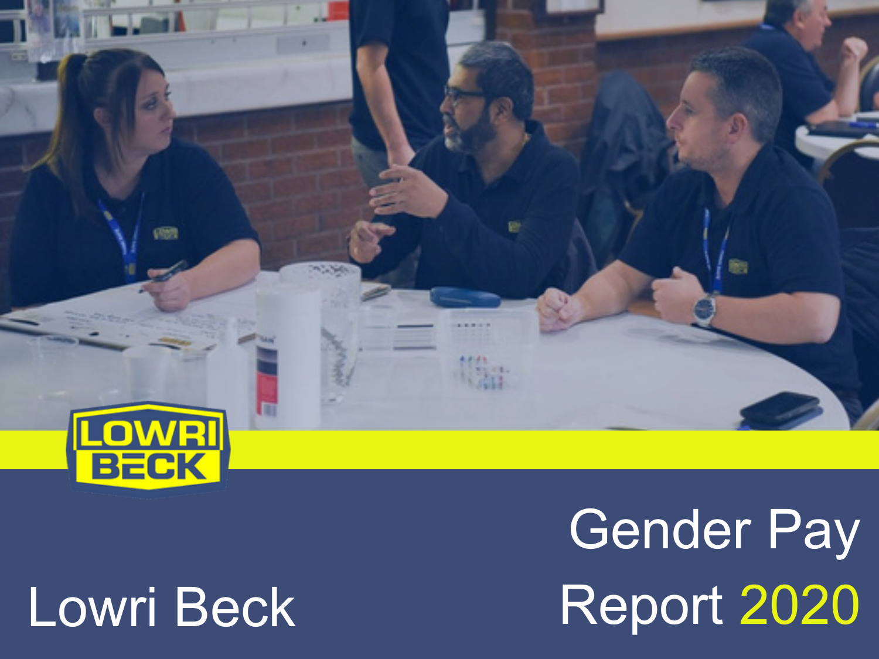# Gender Pay Report 2020

Lowri Beck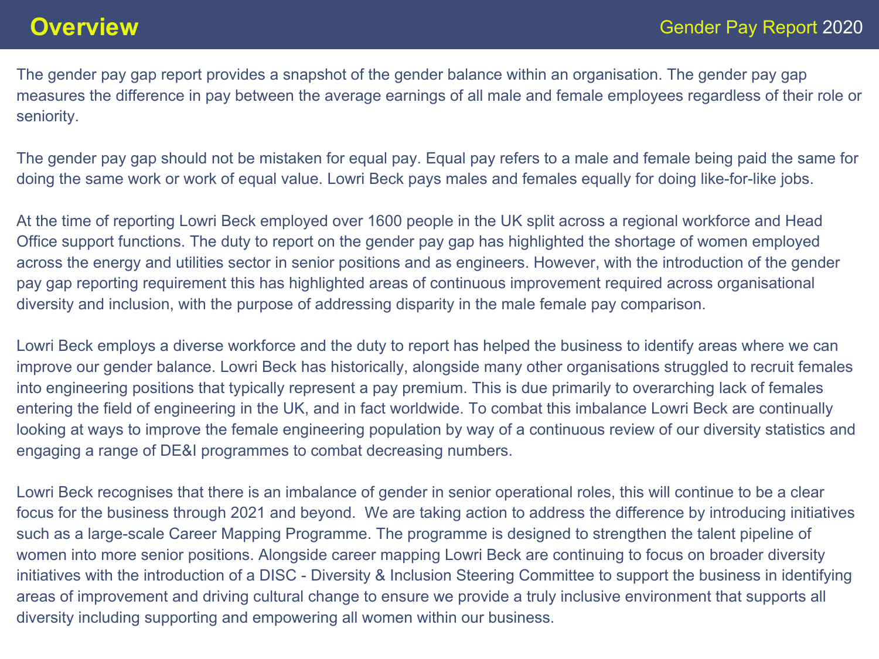# Overview

The gender pay gap report provides a snapshot of the gender balance within an organisation. The gender pay gap measures the difference in pay between the average earnings of all male and female employees regardless of their role or seniority.

The gender pay gap should not be mistaken for equal pay. Equal pay refers to a male and female being paid the same for doing the same work or work of equal value. Lowri Beck pays males and females equally for doing like-for-like jobs.

At the time of reporting Lowri Beck employed over 1600 people in the UK split across a regional workforce and Head Office support functions. The duty to report on the gender pay gap has highlighted the shortage of women employed across the energy and utilities sector in senior positions and as engineers. However, with the introduction of the gender pay gap reporting requirement this has highlighted areas of continuous improvement required across organisational diversity and inclusion, with the purpose of addressing disparity in the male female pay comparison.

Lowri Beck employs a diverse workforce and the duty to report has helped the business to identify areas where we can improve our gender balance. Lowri Beck has historically, alongside many other organisations struggled to recruit females into engineering positions that typically represent a pay premium. This is due primarily to overarching lack of females entering the field of engineering in the UK, and in fact worldwide. To combat this imbalance Lowri Beck are continually looking at ways to improve the female engineering population by way of a continuous review of our diversity statistics and engaging a range of DE&I programmes to combat decreasing numbers.

Lowri Beck recognises that there is an imbalance of gender in senior operational roles, this will continue to be a clear focus for the business through 2021 and beyond. We are taking action to address the difference by introducing initiatives such as a large-scale Career Mapping Programme. The programme is designed to strengthen the talent pipeline of women into more senior positions. Alongside career mapping Lowri Beck are continuing to focus on broader diversity initiatives with the introduction of a DISC - Diversity & Inclusion Steering Committee to support the business in identifying areas of improvement and driving cultural change to ensure we provide a truly inclusive environment that supports all diversity including supporting and empowering all women within our business.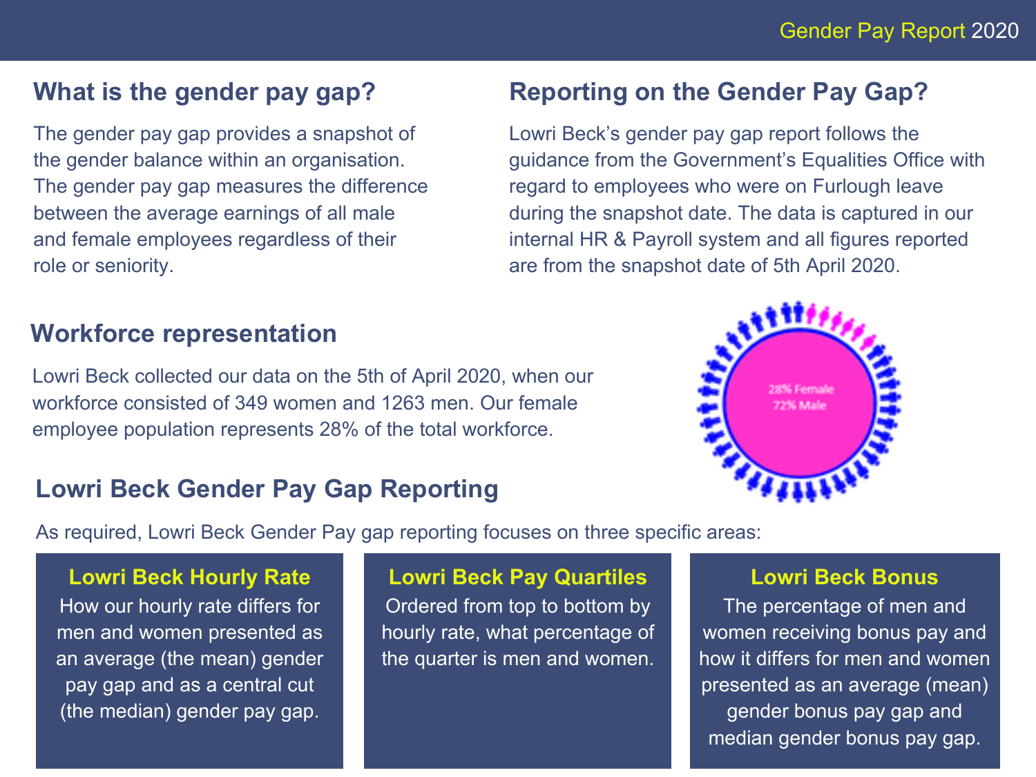## What is the gender pay gap?

The gender pay gap provides a snapshot of the gender balance within an organisation. The gender pay gap measures the difference between the average earnings of all male and female employees regardless of their role or seniority.

## Reporting on the Gender Pay Gap?

Lowri Beck's gender pay gap report follows the guidance from the Government's Equalities Office with regard to employees who were on Furlough leave during the snapshot date. The data is captured in our internal HR & Payroll system and all figures reported are from the snapshot date of 5th April 2020.

## Workforce representation

Lowri Beck collected our data on the 5th of April 2020, when our workforce consisted of 349 women and 1263 men. Our female employee population represents 28% of the total workforce.

28% Female
72% Male

## Lowri Beck Gender Pay Gap Reporting

As required, Lowri Beck Gender Pay gap reporting focuses on three specific areas:

**Lowri Beck Hourly Rate**
How our hourly rate differs for men and women presented as an average (the mean) gender pay gap and as a central cut (the median) gender pay gap.

**Lowri Beck Pay Quartiles**
Ordered from top to bottom by hourly rate, what percentage of the quarter is men and women.

**Lowri Beck Bonus**
The percentage of men and women receiving bonus pay and how it differs for men and women presented as an average (mean) gender bonus pay gap and median gender bonus pay gap.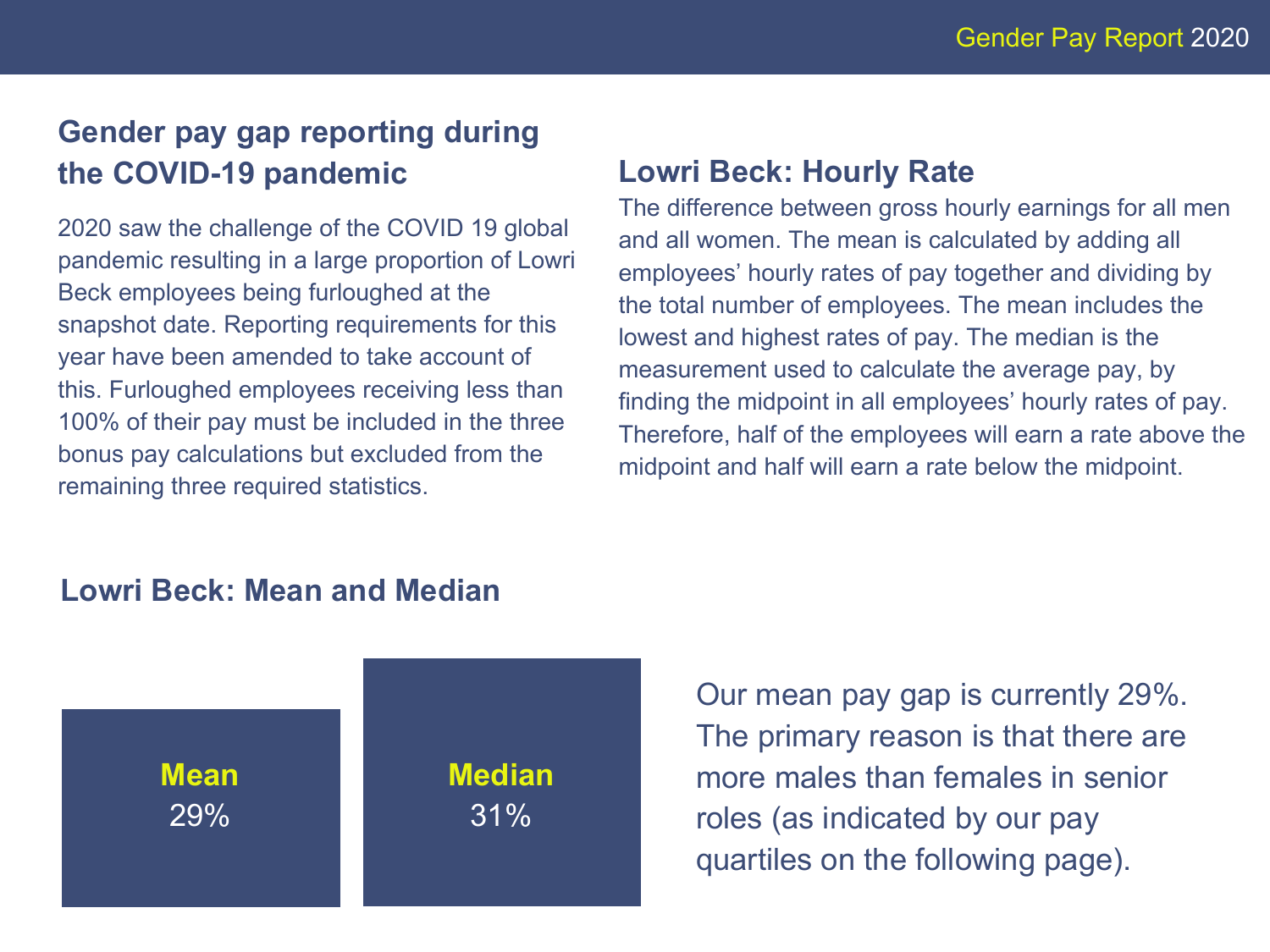## Gender pay gap reporting during the COVID-19 pandemic

2020 saw the challenge of the COVID 19 global pandemic resulting in a large proportion of Lowri Beck employees being furloughed at the snapshot date. Reporting requirements for this year have been amended to take account of this. Furloughed employees receiving less than 100% of their pay must be included in the three bonus pay calculations but excluded from the remaining three required statistics.

## Lowri Beck: Hourly Rate

The difference between gross hourly earnings for all men and all women. The mean is calculated by adding all employees' hourly rates of pay together and dividing by the total number of employees. The mean includes the lowest and highest rates of pay. The median is the measurement used to calculate the average pay, by finding the midpoint in all employees' hourly rates of pay. Therefore, half of the employees will earn a rate above the midpoint and half will earn a rate below the midpoint.

## Lowri Beck: Mean and Median

| Mean | Median |
|---|---|
| 29% | 31% |

Our mean pay gap is currently 29%. The primary reason is that there are more males than females in senior roles (as indicated by our pay quartiles on the following page).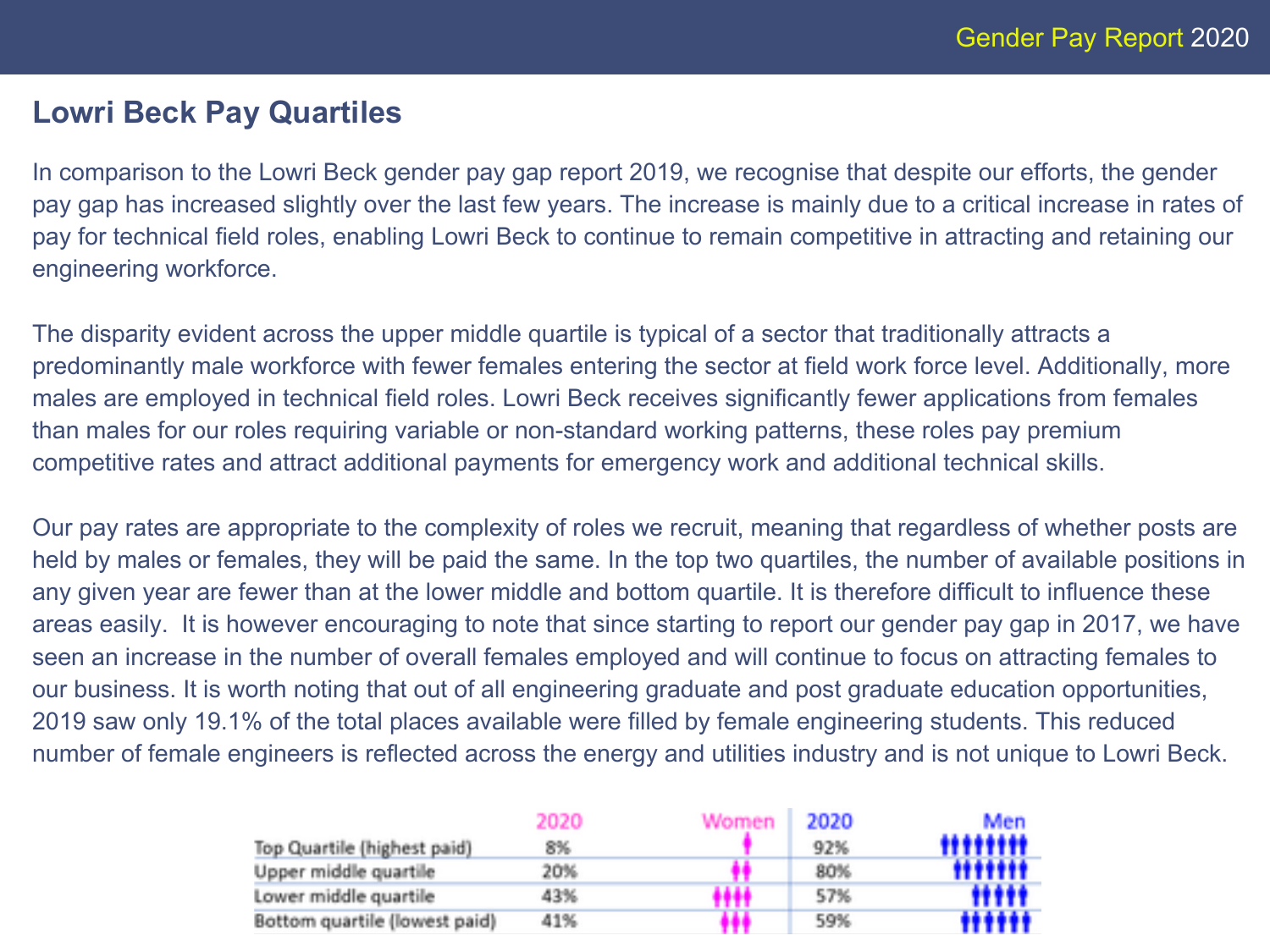## Lowri Beck Pay Quartiles

In comparison to the Lowri Beck gender pay gap report 2019, we recognise that despite our efforts, the gender pay gap has increased slightly over the last few years. The increase is mainly due to a critical increase in rates of pay for technical field roles, enabling Lowri Beck to continue to remain competitive in attracting and retaining our engineering workforce.

The disparity evident across the upper middle quartile is typical of a sector that traditionally attracts a predominantly male workforce with fewer females entering the sector at field work force level. Additionally, more males are employed in technical field roles. Lowri Beck receives significantly fewer applications from females than males for our roles requiring variable or non-standard working patterns, these roles pay premium competitive rates and attract additional payments for emergency work and additional technical skills.

Our pay rates are appropriate to the complexity of roles we recruit, meaning that regardless of whether posts are held by males or females, they will be paid the same. In the top two quartiles, the number of available positions in any given year are fewer than at the lower middle and bottom quartile. It is therefore difficult to influence these areas easily. It is however encouraging to note that since starting to report our gender pay gap in 2017, we have seen an increase in the number of overall females employed and will continue to focus on attracting females to our business. It is worth noting that out of all engineering graduate and post graduate education opportunities, 2019 saw only 19.1% of the total places available were filled by female engineering students. This reduced number of female engineers is reflected across the energy and utilities industry and is not unique to Lowri Beck.

| | 2020 | Women | 2020 | Men |
|---|---|---|---|---|
| Top Quartile (highest paid) | 8% | | 92% | |
| Upper middle quartile | 20% | | 80% | |
| Lower middle quartile | 43% | | 57% | |
| Bottom quartile (lowest paid) | 41% | | 59% | |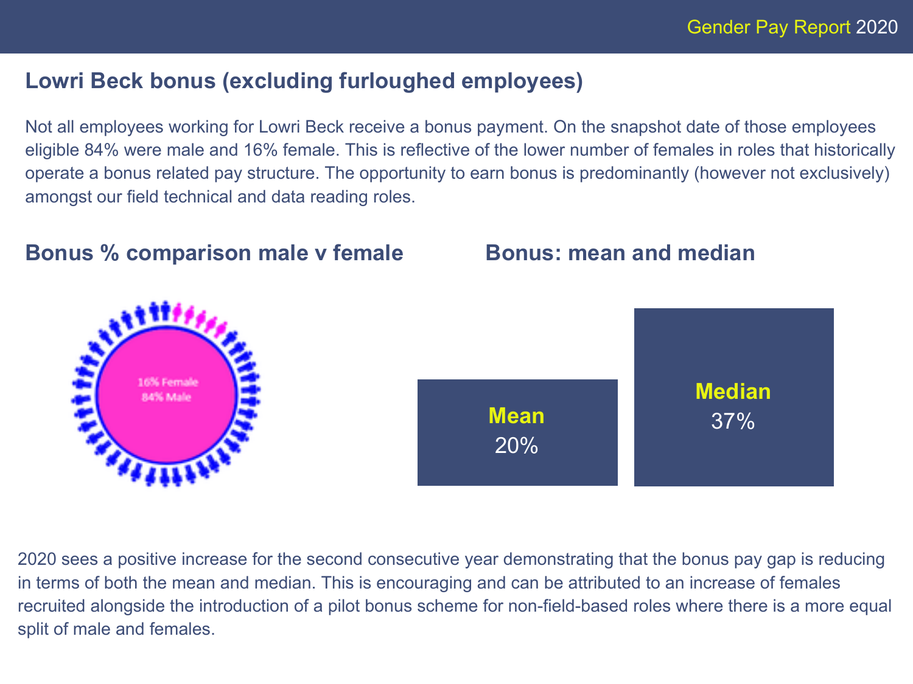## Lowri Beck bonus (excluding furloughed employees)

Not all employees working for Lowri Beck receive a bonus payment. On the snapshot date of those employees eligible 84% were male and 16% female. This is reflective of the lower number of females in roles that historically operate a bonus related pay structure. The opportunity to earn bonus is predominantly (however not exclusively) amongst our field technical and data reading roles.

### Bonus % comparison male v female

16% Female
84% Male

### Bonus: mean and median

**Mean**
20%

**Median**
37%

2020 sees a positive increase for the second consecutive year demonstrating that the bonus pay gap is reducing in terms of both the mean and median. This is encouraging and can be attributed to an increase of females recruited alongside the introduction of a pilot bonus scheme for non-field-based roles where there is a more equal split of male and females.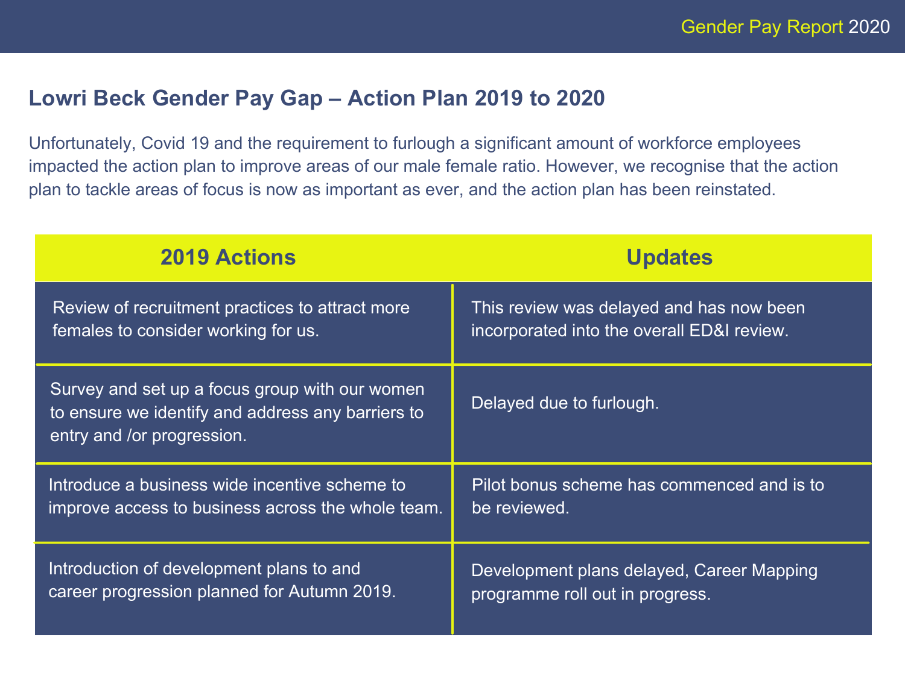## Lowri Beck Gender Pay Gap – Action Plan 2019 to 2020

Unfortunately, Covid 19 and the requirement to furlough a significant amount of workforce employees impacted the action plan to improve areas of our male female ratio. However, we recognise that the action plan to tackle areas of focus is now as important as ever, and the action plan has been reinstated.

| 2019 Actions | Updates |
| --- | --- |
| Review of recruitment practices to attract more females to consider working for us. | This review was delayed and has now been incorporated into the overall ED&I review. |
| Survey and set up a focus group with our women to ensure we identify and address any barriers to entry and /or progression. | Delayed due to furlough. |
| Introduce a business wide incentive scheme to improve access to business across the whole team. | Pilot bonus scheme has commenced and is to be reviewed. |
| Introduction of development plans to and career progression planned for Autumn 2019. | Development plans delayed, Career Mapping programme roll out in progress. |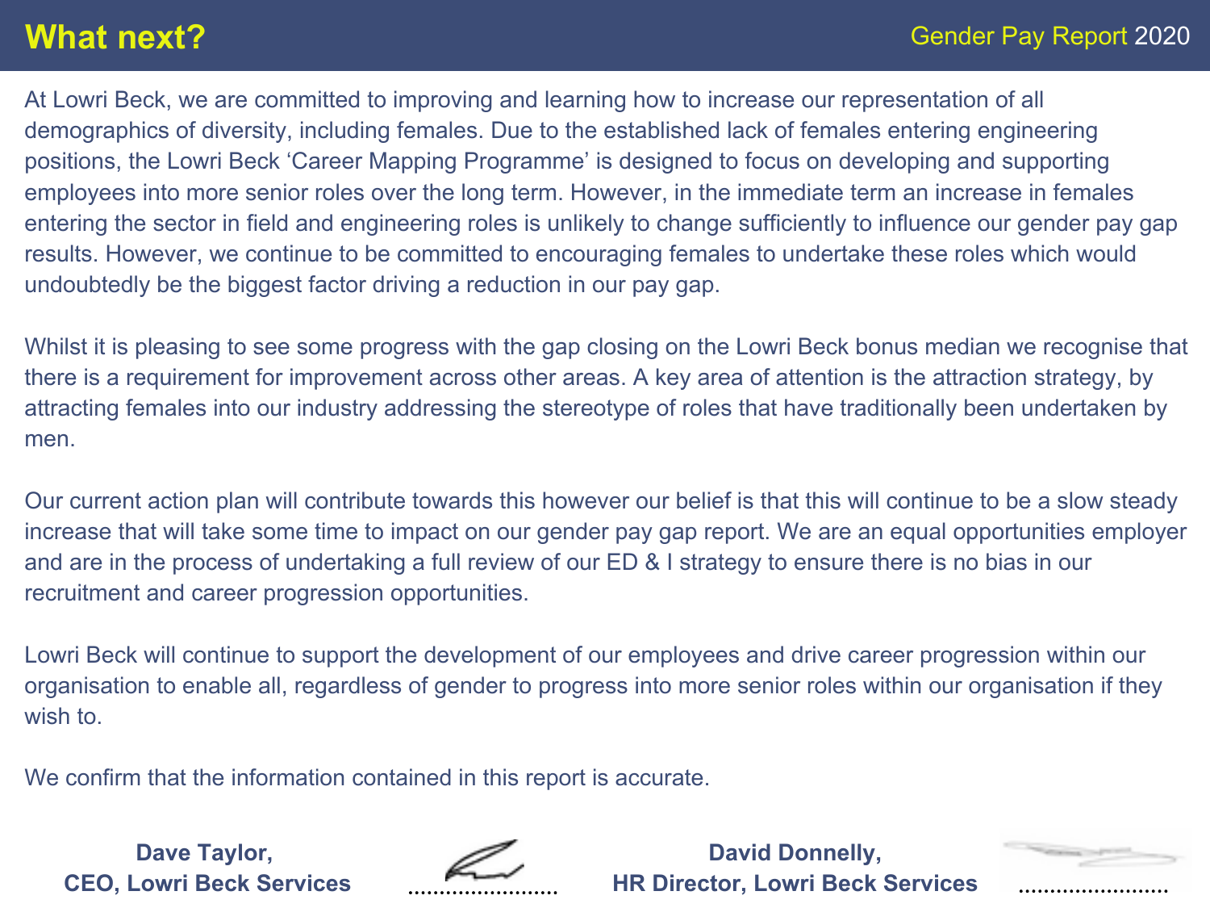# What next?

At Lowri Beck, we are committed to improving and learning how to increase our representation of all demographics of diversity, including females. Due to the established lack of females entering engineering positions, the Lowri Beck 'Career Mapping Programme' is designed to focus on developing and supporting employees into more senior roles over the long term. However, in the immediate term an increase in females entering the sector in field and engineering roles is unlikely to change sufficiently to influence our gender pay gap results. However, we continue to be committed to encouraging females to undertake these roles which would undoubtedly be the biggest factor driving a reduction in our pay gap.

Whilst it is pleasing to see some progress with the gap closing on the Lowri Beck bonus median we recognise that there is a requirement for improvement across other areas. A key area of attention is the attraction strategy, by attracting females into our industry addressing the stereotype of roles that have traditionally been undertaken by men.

Our current action plan will contribute towards this however our belief is that this will continue to be a slow steady increase that will take some time to impact on our gender pay gap report. We are an equal opportunities employer and are in the process of undertaking a full review of our ED & I strategy to ensure there is no bias in our recruitment and career progression opportunities.

Lowri Beck will continue to support the development of our employees and drive career progression within our organisation to enable all, regardless of gender to progress into more senior roles within our organisation if they wish to.

We confirm that the information contained in this report is accurate.

**Dave Taylor,**
**CEO, Lowri Beck Services** ........................

**David Donnelly,**
**HR Director, Lowri Beck Services** ........................